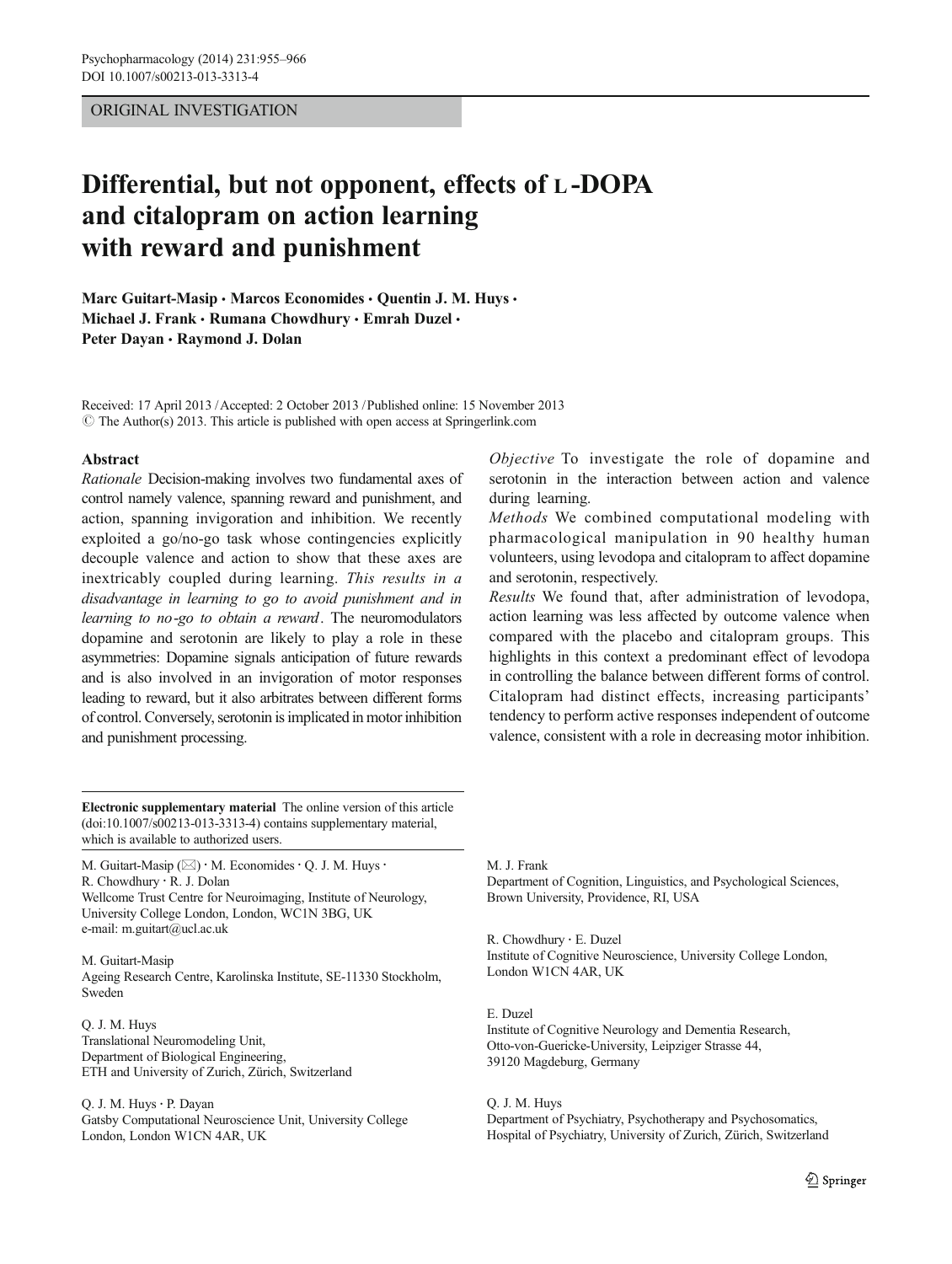ORIGINAL INVESTIGATION

# Differential, but not opponent, effects of L-DOPA and citalopram on action learning with reward and punishment

**Marc Guitart-Masip · Marcos Economides · Quentin J. M. Huys · Michael J. Frank · Rumana Chowdhury · Emrah Duzel · Peter Dayan · Raymond J. Dolan**

Received: 17 April 2013 / Accepted: 2 October 2013 / Published online: 15 November 2013
© The Author(s) 2013. This article is published with open access at Springerlink.com

## Abstract

*Rationale* Decision-making involves two fundamental axes of control namely valence, spanning reward and punishment, and action, spanning invigoration and inhibition. We recently exploited a go/no-go task whose contingencies explicitly decouple valence and action to show that these axes are inextricably coupled during learning. *This results in a disadvantage in learning to go to avoid punishment and in learning to no-go to obtain a reward*. The neuromodulators dopamine and serotonin are likely to play a role in these asymmetries: Dopamine signals anticipation of future rewards and is also involved in an invigoration of motor responses leading to reward, but it also arbitrates between different forms of control. Conversely, serotonin is implicated in motor inhibition and punishment processing.

*Objective* To investigate the role of dopamine and serotonin in the interaction between action and valence during learning.

*Methods* We combined computational modeling with pharmacological manipulation in 90 healthy human volunteers, using levodopa and citalopram to affect dopamine and serotonin, respectively.

*Results* We found that, after administration of levodopa, action learning was less affected by outcome valence when compared with the placebo and citalopram groups. This highlights in this context a predominant effect of levodopa in controlling the balance between different forms of control. Citalopram had distinct effects, increasing participants' tendency to perform active responses independent of outcome valence, consistent with a role in decreasing motor inhibition.

**Electronic supplementary material** The online version of this article (doi:10.1007/s00213-013-3313-4) contains supplementary material, which is available to authorized users.

M. Guitart-Masip (✉) · M. Economides · Q. J. M. Huys · R. Chowdhury · R. J. Dolan
Wellcome Trust Centre for Neuroimaging, Institute of Neurology, University College London, London, WC1N 3BG, UK
e-mail: m.guitart@ucl.ac.uk

M. Guitart-Masip
Ageing Research Centre, Karolinska Institute, SE-11330 Stockholm, Sweden

Q. J. M. Huys
Translational Neuromodeling Unit, Department of Biological Engineering, ETH and University of Zurich, Zürich, Switzerland

Q. J. M. Huys · P. Dayan
Gatsby Computational Neuroscience Unit, University College London, London W1CN 4AR, UK

M. J. Frank
Department of Cognition, Linguistics, and Psychological Sciences, Brown University, Providence, RI, USA

R. Chowdhury · E. Duzel
Institute of Cognitive Neuroscience, University College London, London W1CN 4AR, UK

E. Duzel
Institute of Cognitive Neurology and Dementia Research, Otto-von-Guericke-University, Leipziger Strasse 44, 39120 Magdeburg, Germany

Q. J. M. Huys
Department of Psychiatry, Psychotherapy and Psychosomatics, Hospital of Psychiatry, University of Zurich, Zürich, Switzerland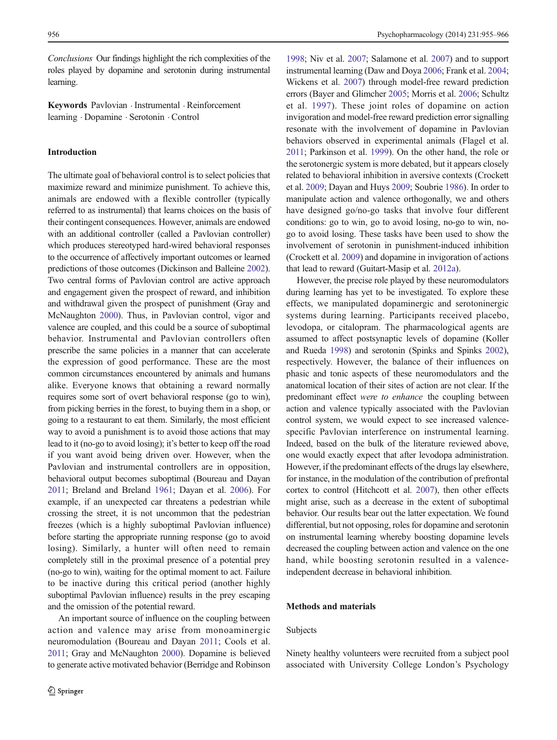*Conclusions* Our findings highlight the rich complexities of the roles played by dopamine and serotonin during instrumental learning.

**Keywords** Pavlovian · Instrumental · Reinforcement learning · Dopamine · Serotonin · Control

## Introduction

The ultimate goal of behavioral control is to select policies that maximize reward and minimize punishment. To achieve this, animals are endowed with a flexible controller (typically referred to as instrumental) that learns choices on the basis of their contingent consequences. However, animals are endowed with an additional controller (called a Pavlovian controller) which produces stereotyped hard-wired behavioral responses to the occurrence of affectively important outcomes or learned predictions of those outcomes (Dickinson and Balleine 2002). Two central forms of Pavlovian control are active approach and engagement given the prospect of reward, and inhibition and withdrawal given the prospect of punishment (Gray and McNaughton 2000). Thus, in Pavlovian control, vigor and valence are coupled, and this could be a source of suboptimal behavior. Instrumental and Pavlovian controllers often prescribe the same policies in a manner that can accelerate the expression of good performance. These are the most common circumstances encountered by animals and humans alike. Everyone knows that obtaining a reward normally requires some sort of overt behavioral response (go to win), from picking berries in the forest, to buying them in a shop, or going to a restaurant to eat them. Similarly, the most efficient way to avoid a punishment is to avoid those actions that may lead to it (no-go to avoid losing); it's better to keep off the road if you want avoid being driven over. However, when the Pavlovian and instrumental controllers are in opposition, behavioral output becomes suboptimal (Boureau and Dayan 2011; Breland and Breland 1961; Dayan et al. 2006). For example, if an unexpected car threatens a pedestrian while crossing the street, it is not uncommon that the pedestrian freezes (which is a highly suboptimal Pavlovian influence) before starting the appropriate running response (go to avoid losing). Similarly, a hunter will often need to remain completely still in the proximal presence of a potential prey (no-go to win), waiting for the optimal moment to act. Failure to be inactive during this critical period (another highly suboptimal Pavlovian influence) results in the prey escaping and the omission of the potential reward.

An important source of influence on the coupling between action and valence may arise from monoaminergic neuromodulation (Boureau and Dayan 2011; Cools et al. 2011; Gray and McNaughton 2000). Dopamine is believed to generate active motivated behavior (Berridge and Robinson 1998; Niv et al. 2007; Salamone et al. 2007) and to support instrumental learning (Daw and Doya 2006; Frank et al. 2004; Wickens et al. 2007) through model-free reward prediction errors (Bayer and Glimcher 2005; Morris et al. 2006; Schultz et al. 1997). These joint roles of dopamine on action invigoration and model-free reward prediction error signalling resonate with the involvement of dopamine in Pavlovian behaviors observed in experimental animals (Flagel et al. 2011; Parkinson et al. 1999). On the other hand, the role or the serotonergic system is more debated, but it appears closely related to behavioral inhibition in aversive contexts (Crockett et al. 2009; Dayan and Huys 2009; Soubrie 1986). In order to manipulate action and valence orthogonally, we and others have designed go/no-go tasks that involve four different conditions: go to win, go to avoid losing, no-go to win, no-go to avoid losing. These tasks have been used to show the involvement of serotonin in punishment-induced inhibition (Crockett et al. 2009) and dopamine in invigoration of actions that lead to reward (Guitart-Masip et al. 2012a).

However, the precise role played by these neuromodulators during learning has yet to be investigated. To explore these effects, we manipulated dopaminergic and serotoninergic systems during learning. Participants received placebo, levodopa, or citalopram. The pharmacological agents are assumed to affect postsynaptic levels of dopamine (Koller and Rueda 1998) and serotonin (Spinks and Spinks 2002), respectively. However, the balance of their influences on phasic and tonic aspects of these neuromodulators and the anatomical location of their sites of action are not clear. If the predominant effect *were to enhance* the coupling between action and valence typically associated with the Pavlovian control system, we would expect to see increased valence-specific Pavlovian interference on instrumental learning. Indeed, based on the bulk of the literature reviewed above, one would exactly expect that after levodopa administration. However, if the predominant effects of the drugs lay elsewhere, for instance, in the modulation of the contribution of prefrontal cortex to control (Hitchcott et al. 2007), then other effects might arise, such as a decrease in the extent of suboptimal behavior. Our results bear out the latter expectation. We found differential, but not opposing, roles for dopamine and serotonin on instrumental learning whereby boosting dopamine levels decreased the coupling between action and valence on the one hand, while boosting serotonin resulted in a valence-independent decrease in behavioral inhibition.

## Methods and materials

### Subjects

Ninety healthy volunteers were recruited from a subject pool associated with University College London's Psychology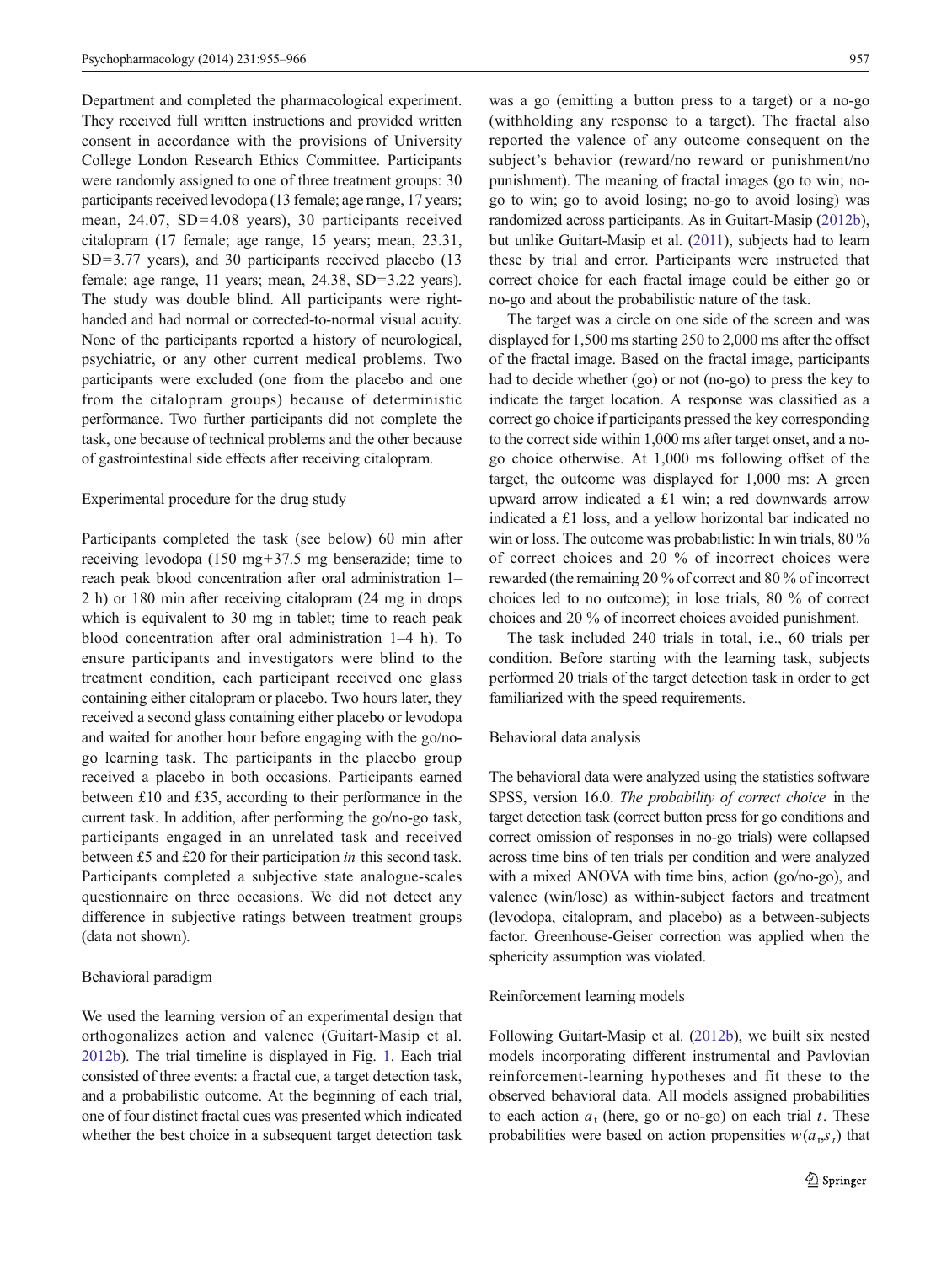Department and completed the pharmacological experiment. They received full written instructions and provided written consent in accordance with the provisions of University College London Research Ethics Committee. Participants were randomly assigned to one of three treatment groups: 30 participants received levodopa (13 female; age range, 17 years; mean, 24.07, SD=4.08 years), 30 participants received citalopram (17 female; age range, 15 years; mean, 23.31, SD=3.77 years), and 30 participants received placebo (13 female; age range, 11 years; mean, 24.38, SD=3.22 years). The study was double blind. All participants were right-handed and had normal or corrected-to-normal visual acuity. None of the participants reported a history of neurological, psychiatric, or any other current medical problems. Two participants were excluded (one from the placebo and one from the citalopram groups) because of deterministic performance. Two further participants did not complete the task, one because of technical problems and the other because of gastrointestinal side effects after receiving citalopram.

### Experimental procedure for the drug study

Participants completed the task (see below) 60 min after receiving levodopa (150 mg+37.5 mg benserazide; time to reach peak blood concentration after oral administration 1–2 h) or 180 min after receiving citalopram (24 mg in drops which is equivalent to 30 mg in tablet; time to reach peak blood concentration after oral administration 1–4 h). To ensure participants and investigators were blind to the treatment condition, each participant received one glass containing either citalopram or placebo. Two hours later, they received a second glass containing either placebo or levodopa and waited for another hour before engaging with the go/no-go learning task. The participants in the placebo group received a placebo in both occasions. Participants earned between £10 and £35, according to their performance in the current task. In addition, after performing the go/no-go task, participants engaged in an unrelated task and received between £5 and £20 for their participation *in* this second task. Participants completed a subjective state analogue-scales questionnaire on three occasions. We did not detect any difference in subjective ratings between treatment groups (data not shown).

### Behavioral paradigm

We used the learning version of an experimental design that orthogonalizes action and valence (Guitart-Masip et al. 2012b). The trial timeline is displayed in Fig. 1. Each trial consisted of three events: a fractal cue, a target detection task, and a probabilistic outcome. At the beginning of each trial, one of four distinct fractal cues was presented which indicated whether the best choice in a subsequent target detection task was a go (emitting a button press to a target) or a no-go (withholding any response to a target). The fractal also reported the valence of any outcome consequent on the subject's behavior (reward/no reward or punishment/no punishment). The meaning of fractal images (go to win; no-go to win; go to avoid losing; no-go to avoid losing) was randomized across participants. As in Guitart-Masip (2012b), but unlike Guitart-Masip et al. (2011), subjects had to learn these by trial and error. Participants were instructed that correct choice for each fractal image could be either go or no-go and about the probabilistic nature of the task.

The target was a circle on one side of the screen and was displayed for 1,500 ms starting 250 to 2,000 ms after the offset of the fractal image. Based on the fractal image, participants had to decide whether (go) or not (no-go) to press the key to indicate the target location. A response was classified as a correct go choice if participants pressed the key corresponding to the correct side within 1,000 ms after target onset, and a no-go choice otherwise. At 1,000 ms following offset of the target, the outcome was displayed for 1,000 ms: A green upward arrow indicated a £1 win; a red downwards arrow indicated a £1 loss, and a yellow horizontal bar indicated no win or loss. The outcome was probabilistic: In win trials, 80 % of correct choices and 20 % of incorrect choices were rewarded (the remaining 20 % of correct and 80 % of incorrect choices led to no outcome); in lose trials, 80 % of correct choices and 20 % of incorrect choices avoided punishment.

The task included 240 trials in total, i.e., 60 trials per condition. Before starting with the learning task, subjects performed 20 trials of the target detection task in order to get familiarized with the speed requirements.

### Behavioral data analysis

The behavioral data were analyzed using the statistics software SPSS, version 16.0. *The probability of correct choice* in the target detection task (correct button press for go conditions and correct omission of responses in no-go trials) were collapsed across time bins of ten trials per condition and were analyzed with a mixed ANOVA with time bins, action (go/no-go), and valence (win/lose) as within-subject factors and treatment (levodopa, citalopram, and placebo) as a between-subjects factor. Greenhouse-Geiser correction was applied when the sphericity assumption was violated.

### Reinforcement learning models

Following Guitart-Masip et al. (2012b), we built six nested models incorporating different instrumental and Pavlovian reinforcement-learning hypotheses and fit these to the observed behavioral data. All models assigned probabilities to each action $a_t$ (here, go or no-go) on each trial $t$. These probabilities were based on action propensities $w(a_t,s_t)$ that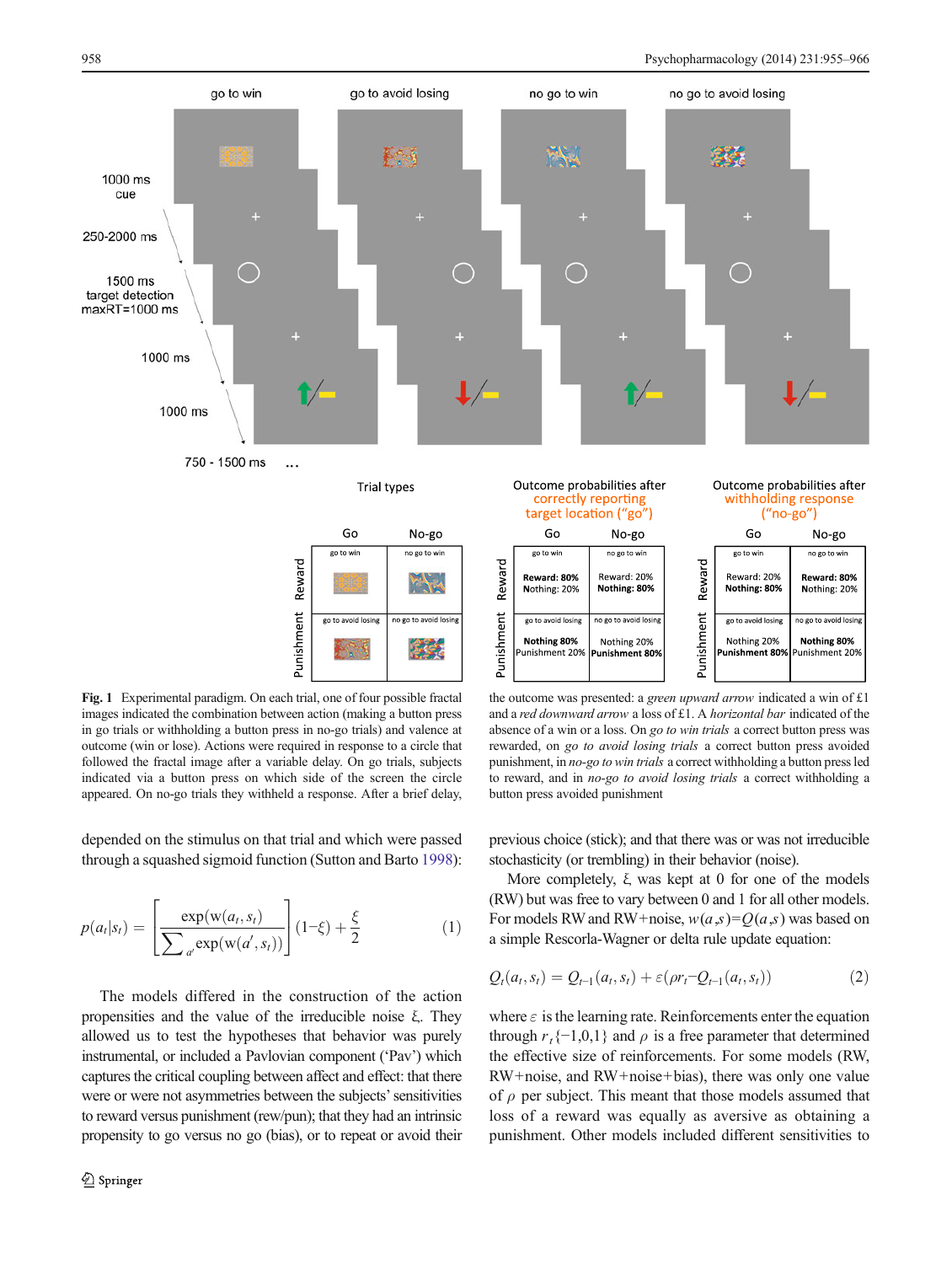**Fig. 1** Experimental paradigm. On each trial, one of four possible fractal images indicated the combination between action (making a button press in go trials or withholding a button press in no-go trials) and valence at outcome (win or lose). Actions were required in response to a circle that followed the fractal image after a variable delay. On go trials, subjects indicated via a button press on which side of the screen the circle appeared. On no-go trials they withheld a response. After a brief delay, the outcome was presented: a *green upward arrow* indicated a win of £1 and a *red downward arrow* a loss of £1. A *horizontal bar* indicated of the absence of a win or a loss. On *go to win trials* a correct button press was rewarded, on *go to avoid losing trials* a correct button press avoided punishment, in *no-go to win trials* a correct withholding a button press led to reward, and in *no-go to avoid losing trials* a correct withholding a button press avoided punishment

depended on the stimulus on that trial and which were passed through a squashed sigmoid function (Sutton and Barto 1998):

$$p(a_t|s_t) = \left[\frac{\exp(w(a_t, s_t))}{\sum_{a'} \exp(w(a', s_t))}\right](1-\xi) + \frac{\xi}{2} \qquad (1)$$

The models differed in the construction of the action propensities and the value of the irreducible noise $\xi$. They allowed us to test the hypotheses that behavior was purely instrumental, or included a Pavlovian component ('Pav') which captures the critical coupling between affect and effect: that there were or were not asymmetries between the subjects' sensitivities to reward versus punishment (rew/pun); that they had an intrinsic propensity to go versus no go (bias), or to repeat or avoid their previous choice (stick); and that there was or was not irreducible stochasticity (or trembling) in their behavior (noise).

More completely, $\xi$ was kept at 0 for one of the models (RW) but was free to vary between 0 and 1 for all other models. For models RW and RW+noise, $w(a,s)=Q(a,s)$ was based on a simple Rescorla-Wagner or delta rule update equation:

$$Q_t(a_t, s_t) = Q_{t-1}(a_t, s_t) + \varepsilon(\rho r_t - Q_{t-1}(a_t, s_t)) \qquad (2)$$

where $\varepsilon$ is the learning rate. Reinforcements enter the equation through $r_t\{-1,0,1\}$ and $\rho$ is a free parameter that determined the effective size of reinforcements. For some models (RW, RW+noise, and RW+noise+bias), there was only one value of $\rho$ per subject. This meant that those models assumed that loss of a reward was equally as aversive as obtaining a punishment. Other models included different sensitivities to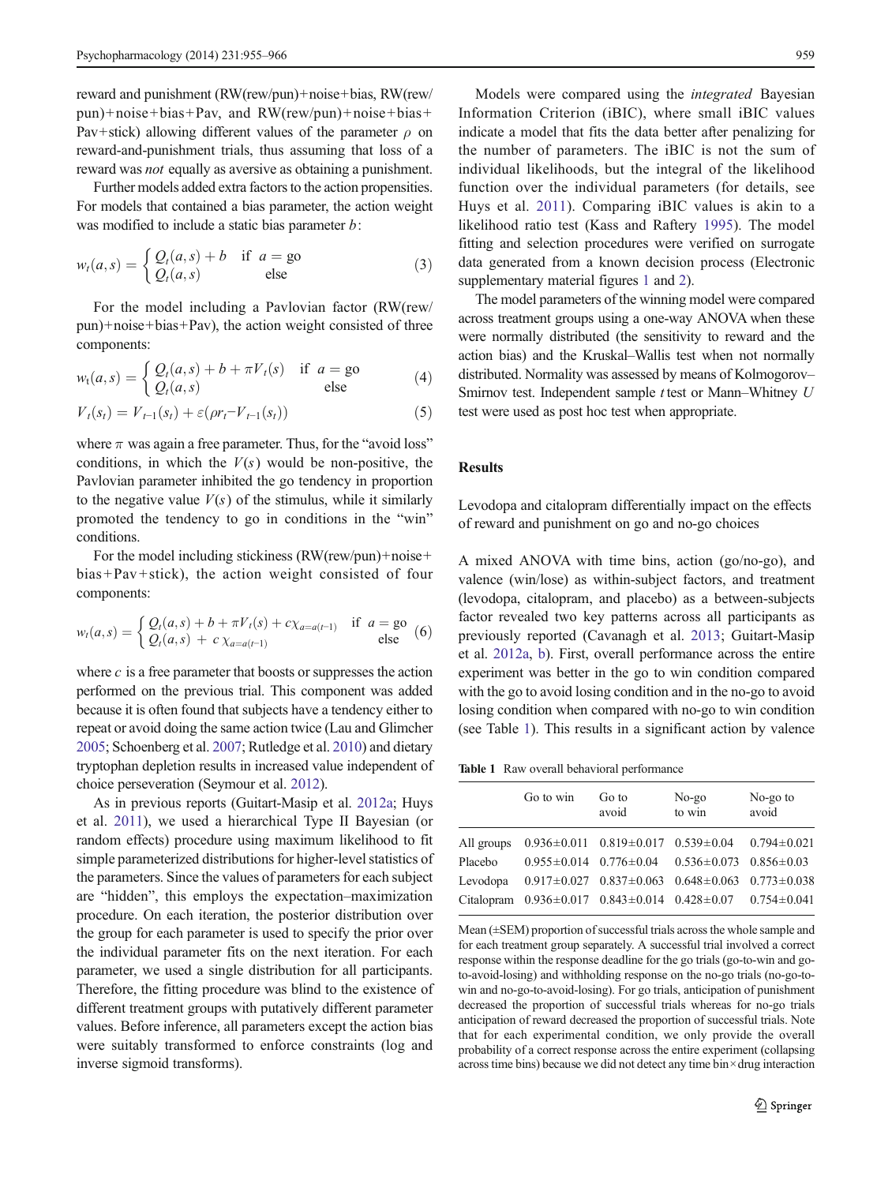reward and punishment (RW(rew/pun)+noise+bias, RW(rew/pun)+noise+bias+Pav, and RW(rew/pun)+noise+bias+Pav+stick) allowing different values of the parameter $\rho$ on reward-and-punishment trials, thus assuming that loss of a reward was *not* equally as aversive as obtaining a punishment.

Further models added extra factors to the action propensities. For models that contained a bias parameter, the action weight was modified to include a static bias parameter $b$:

$$w_t(a,s) = \begin{cases} Q_t(a,s) + b & \text{if } a = \text{go} \\ Q_t(a,s) & \text{else} \end{cases} \tag{3}$$

For the model including a Pavlovian factor (RW(rew/pun)+noise+bias+Pav), the action weight consisted of three components:

$$w_t(a,s) = \begin{cases} Q_t(a,s) + b + \pi V_t(s) & \text{if } a = \text{go} \\ Q_t(a,s) & \text{else} \end{cases} \tag{4}$$

$$V_t(s_t) = V_{t-1}(s_t) + \varepsilon(\rho r_t - V_{t-1}(s_t)) \tag{5}$$

where $\pi$ was again a free parameter. Thus, for the "avoid loss" conditions, in which the $V(s)$ would be non-positive, the Pavlovian parameter inhibited the go tendency in proportion to the negative value $V(s)$ of the stimulus, while it similarly promoted the tendency to go in conditions in the "win" conditions.

For the model including stickiness (RW(rew/pun)+noise+bias+Pav+stick), the action weight consisted of four components:

$$w_t(a,s) = \begin{cases} Q_t(a,s) + b + \pi V_t(s) + c\chi_{a=a(t-1)} & \text{if } a = \text{go} \\ Q_t(a,s) + c\,\chi_{a=a(t-1)} & \text{else} \end{cases} \tag{6}$$

where $c$ is a free parameter that boosts or suppresses the action performed on the previous trial. This component was added because it is often found that subjects have a tendency either to repeat or avoid doing the same action twice (Lau and Glimcher 2005; Schoenberg et al. 2007; Rutledge et al. 2010) and dietary tryptophan depletion results in increased value independent of choice perseveration (Seymour et al. 2012).

As in previous reports (Guitart-Masip et al. 2012a; Huys et al. 2011), we used a hierarchical Type II Bayesian (or random effects) procedure using maximum likelihood to fit simple parameterized distributions for higher-level statistics of the parameters. Since the values of parameters for each subject are "hidden", this employs the expectation–maximization procedure. On each iteration, the posterior distribution over the group for each parameter is used to specify the prior over the individual parameter fits on the next iteration. For each parameter, we used a single distribution for all participants. Therefore, the fitting procedure was blind to the existence of different treatment groups with putatively different parameter values. Before inference, all parameters except the action bias were suitably transformed to enforce constraints (log and inverse sigmoid transforms).

Models were compared using the *integrated* Bayesian Information Criterion (iBIC), where small iBIC values indicate a model that fits the data better after penalizing for the number of parameters. The iBIC is not the sum of individual likelihoods, but the integral of the likelihood function over the individual parameters (for details, see Huys et al. 2011). Comparing iBIC values is akin to a likelihood ratio test (Kass and Raftery 1995). The model fitting and selection procedures were verified on surrogate data generated from a known decision process (Electronic supplementary material figures 1 and 2).

The model parameters of the winning model were compared across treatment groups using a one-way ANOVA when these were normally distributed (the sensitivity to reward and the action bias) and the Kruskal–Wallis test when not normally distributed. Normality was assessed by means of Kolmogorov–Smirnov test. Independent sample $t$ test or Mann–Whitney $U$ test were used as post hoc test when appropriate.

## Results

### Levodopa and citalopram differentially impact on the effects of reward and punishment on go and no-go choices

A mixed ANOVA with time bins, action (go/no-go), and valence (win/lose) as within-subject factors, and treatment (levodopa, citalopram, and placebo) as a between-subjects factor revealed two key patterns across all participants as previously reported (Cavanagh et al. 2013; Guitart-Masip et al. 2012a, b). First, overall performance across the entire experiment was better in the go to win condition compared with the go to avoid losing condition and in the no-go to avoid losing condition when compared with no-go to win condition (see Table 1). This results in a significant action by valence

**Table 1** Raw overall behavioral performance

| | Go to win | Go to avoid | No-go to win | No-go to avoid |
|---|---|---|---|---|
| All groups | 0.936±0.011 | 0.819±0.017 | 0.539±0.04 | 0.794±0.021 |
| Placebo | 0.955±0.014 | 0.776±0.04 | 0.536±0.073 | 0.856±0.03 |
| Levodopa | 0.917±0.027 | 0.837±0.063 | 0.648±0.063 | 0.773±0.038 |
| Citalopram | 0.936±0.017 | 0.843±0.014 | 0.428±0.07 | 0.754±0.041 |

Mean (±SEM) proportion of successful trials across the whole sample and for each treatment group separately. A successful trial involved a correct response within the response deadline for the go trials (go-to-win and go-to-avoid-losing) and withholding response on the no-go trials (no-go-to-win and no-go-to-avoid-losing). For go trials, anticipation of punishment decreased the proportion of successful trials whereas for no-go trials anticipation of reward decreased the proportion of successful trials. Note that for each experimental condition, we only provide the overall probability of a correct response across the entire experiment (collapsing across time bins) because we did not detect any time bin×drug interaction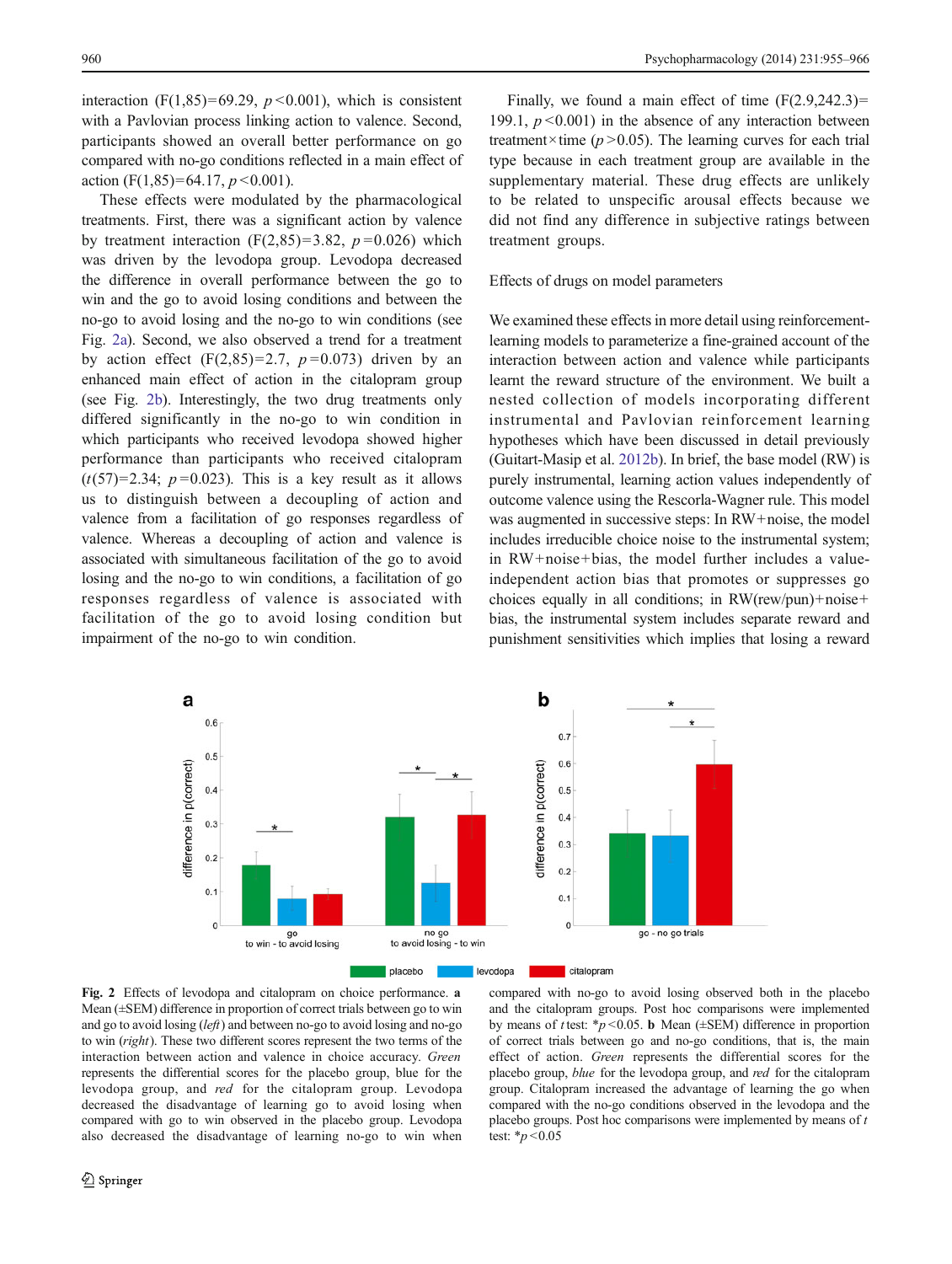interaction ($F(1,85)=69.29$, $p<0.001$), which is consistent with a Pavlovian process linking action to valence. Second, participants showed an overall better performance on go compared with no-go conditions reflected in a main effect of action ($F(1,85)=64.17$, $p<0.001$).

These effects were modulated by the pharmacological treatments. First, there was a significant action by valence by treatment interaction ($F(2,85)=3.82$, $p=0.026$) which was driven by the levodopa group. Levodopa decreased the difference in overall performance between the go to win and the go to avoid losing conditions and between the no-go to avoid losing and the no-go to win conditions (see Fig. 2a). Second, we also observed a trend for a treatment by action effect ($F(2,85)=2.7$, $p=0.073$) driven by an enhanced main effect of action in the citalopram group (see Fig. 2b). Interestingly, the two drug treatments only differed significantly in the no-go to win condition in which participants who received levodopa showed higher performance than participants who received citalopram ($t(57)=2.34$; $p=0.023$). This is a key result as it allows us to distinguish between a decoupling of action and valence from a facilitation of go responses regardless of valence. Whereas a decoupling of action and valence is associated with simultaneous facilitation of the go to avoid losing and the no-go to win conditions, a facilitation of go responses regardless of valence is associated with facilitation of the go to avoid losing condition but impairment of the no-go to win condition.

Finally, we found a main effect of time ($F(2.9,242.3)=199.1$, $p<0.001$) in the absence of any interaction between treatment×time ($p>0.05$). The learning curves for each trial type because in each treatment group are available in the supplementary material. These drug effects are unlikely to be related to unspecific arousal effects because we did not find any difference in subjective ratings between treatment groups.

## Effects of drugs on model parameters

We examined these effects in more detail using reinforcement-learning models to parameterize a fine-grained account of the interaction between action and valence while participants learnt the reward structure of the environment. We built a nested collection of models incorporating different instrumental and Pavlovian reinforcement learning hypotheses which have been discussed in detail previously (Guitart-Masip et al. 2012b). In brief, the base model (RW) is purely instrumental, learning action values independently of outcome valence using the Rescorla-Wagner rule. This model was augmented in successive steps: In RW+noise, the model includes irreducible choice noise to the instrumental system; in RW+noise+bias, the model further includes a value-independent action bias that promotes or suppresses go choices equally in all conditions; in RW(rew/pun)+noise+bias, the instrumental system includes separate reward and punishment sensitivities which implies that losing a reward

a

0.6
0.5
0.4
0.3
0.2
0.1
0

difference in p(correct)

go
to win - to avoid losing

no go
to avoid losing - to win

b

0.7
0.6
0.5
0.4
0.3
0.2
0.1
0

difference in p(correct)

go - no go trials

placebo
levodopa
citalopram

Fig. 2 Effects of levodopa and citalopram on choice performance. **a** Mean (±SEM) difference in proportion of correct trials between go to win and go to avoid losing (*left*) and between no-go to avoid losing and no-go to win (*right*). These two different scores represent the two terms of the interaction between action and valence in choice accuracy. *Green* represents the differential scores for the placebo group, blue for the levodopa group, and *red* for the citalopram group. Levodopa decreased the disadvantage of learning go to avoid losing when compared with go to win observed in the placebo group. Levodopa also decreased the disadvantage of learning no-go to win when compared with no-go to avoid losing observed both in the placebo and the citalopram groups. Post hoc comparisons were implemented by means of *t* test: *$p<0.05$. **b** Mean (±SEM) difference in proportion of correct trials between go and no-go conditions, that is, the main effect of action. *Green* represents the differential scores for the placebo group, *blue* for the levodopa group, and *red* for the citalopram group. Citalopram increased the advantage of learning the go when compared with the no-go conditions observed in the levodopa and the placebo groups. Post hoc comparisons were implemented by means of *t* test: *$p<0.05$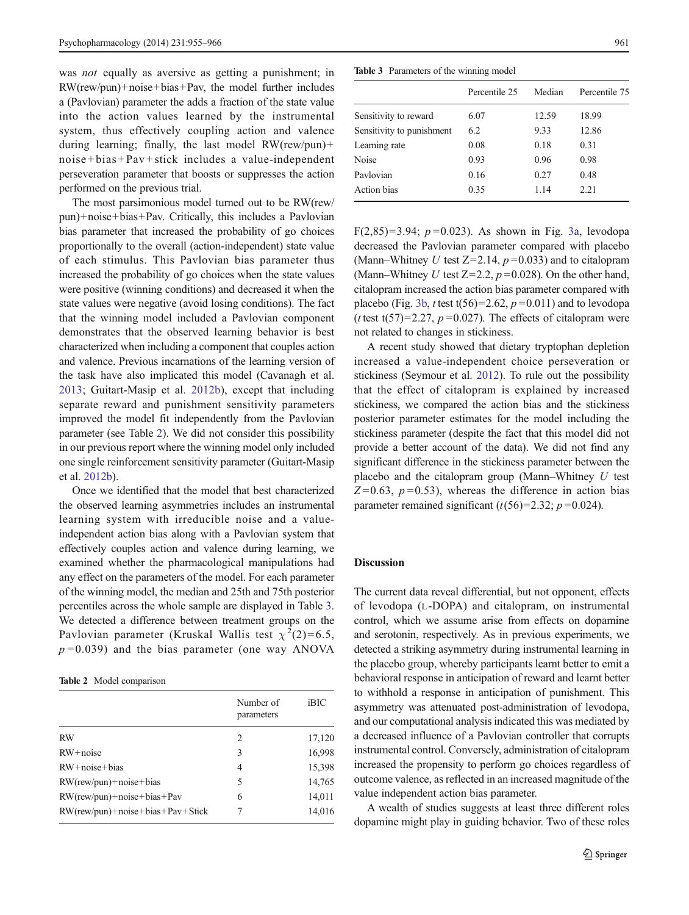was *not* equally as aversive as getting a punishment; in RW(rew/pun)+noise+bias+Pav, the model further includes a (Pavlovian) parameter the adds a fraction of the state value into the action values learned by the instrumental system, thus effectively coupling action and valence during learning; finally, the last model RW(rew/pun)+noise+bias+Pav+stick includes a value-independent perseveration parameter that boosts or suppresses the action performed on the previous trial.

The most parsimonious model turned out to be RW(rew/pun)+noise+bias+Pav. Critically, this includes a Pavlovian bias parameter that increased the probability of go choices proportionally to the overall (action-independent) state value of each stimulus. This Pavlovian bias parameter thus increased the probability of go choices when the state values were positive (winning conditions) and decreased it when the state values were negative (avoid losing conditions). The fact that the winning model included a Pavlovian component demonstrates that the observed learning behavior is best characterized when including a component that couples action and valence. Previous incarnations of the learning version of the task have also implicated this model (Cavanagh et al. 2013; Guitart-Masip et al. 2012b), except that including separate reward and punishment sensitivity parameters improved the model fit independently from the Pavlovian parameter (see Table 2). We did not consider this possibility in our previous report where the winning model only included one single reinforcement sensitivity parameter (Guitart-Masip et al. 2012b).

Once we identified that the model that best characterized the observed learning asymmetries includes an instrumental learning system with irreducible noise and a value-independent action bias along with a Pavlovian system that effectively couples action and valence during learning, we examined whether the pharmacological manipulations had any effect on the parameters of the model. For each parameter of the winning model, the median and 25th and 75th posterior percentiles across the whole sample are displayed in Table 3. We detected a difference between treatment groups on the Pavlovian parameter (Kruskal Wallis test $\chi^2(2)=6.5$, $p=0.039$) and the bias parameter (one way ANOVA $F(2,85)=3.94$; $p=0.023$). As shown in Fig. 3a, levodopa decreased the Pavlovian parameter compared with placebo (Mann–Whitney $U$ test $Z=2.14$, $p=0.033$) and to citalopram (Mann–Whitney $U$ test $Z=2.2$, $p=0.028$). On the other hand, citalopram increased the action bias parameter compared with placebo (Fig. 3b, $t$ test $t(56)=2.62$, $p=0.011$) and to levodopa ($t$ test $t(57)=2.27$, $p=0.027$). The effects of citalopram were not related to changes in stickiness.

**Table 2** Model comparison

| | Number of parameters | iBIC |
|---|---|---|
| RW | 2 | 17,120 |
| RW+noise | 3 | 16,998 |
| RW+noise+bias | 4 | 15,398 |
| RW(rew/pun)+noise+bias | 5 | 14,765 |
| RW(rew/pun)+noise+bias+Pav | 6 | 14,011 |
| RW(rew/pun)+noise+bias+Pav+Stick | 7 | 14,016 |

**Table 3** Parameters of the winning model

| | Percentile 25 | Median | Percentile 75 |
|---|---|---|---|
| Sensitivity to reward | 6.07 | 12.59 | 18.99 |
| Sensitivity to punishment | 6.2 | 9.33 | 12.86 |
| Learning rate | 0.08 | 0.18 | 0.31 |
| Noise | 0.93 | 0.96 | 0.98 |
| Pavlovian | 0.16 | 0.27 | 0.48 |
| Action bias | 0.35 | 1.14 | 2.21 |

A recent study showed that dietary tryptophan depletion increased a value-independent choice perseveration or stickiness (Seymour et al. 2012). To rule out the possibility that the effect of citalopram is explained by increased stickiness, we compared the action bias and the stickiness posterior parameter estimates for the model including the stickiness parameter (despite the fact that this model did not provide a better account of the data). We did not find any significant difference in the stickiness parameter between the placebo and the citalopram group (Mann–Whitney $U$ test $Z=0.63$, $p=0.53$), whereas the difference in action bias parameter remained significant ($t(56)=2.32$; $p=0.024$).

## Discussion

The current data reveal differential, but not opponent, effects of levodopa (L-DOPA) and citalopram, on instrumental control, which we assume arise from effects on dopamine and serotonin, respectively. As in previous experiments, we detected a striking asymmetry during instrumental learning in the placebo group, whereby participants learnt better to emit a behavioral response in anticipation of reward and learnt better to withhold a response in anticipation of punishment. This asymmetry was attenuated post-administration of levodopa, and our computational analysis indicated this was mediated by a decreased influence of a Pavlovian controller that corrupts instrumental control. Conversely, administration of citalopram increased the propensity to perform go choices regardless of outcome valence, as reflected in an increased magnitude of the value independent action bias parameter.

A wealth of studies suggests at least three different roles dopamine might play in guiding behavior. Two of these roles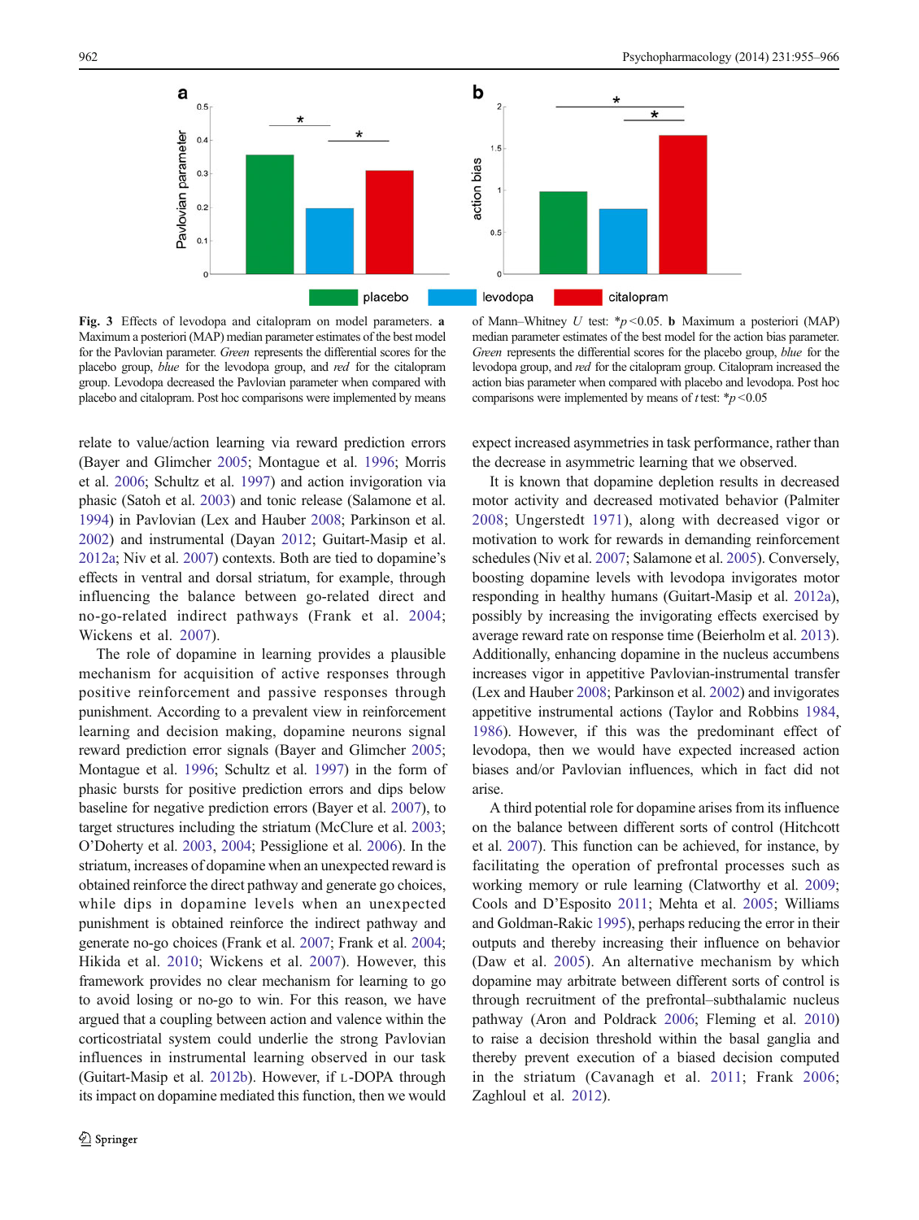Fig. 3 Effects of levodopa and citalopram on model parameters. **a** Maximum a posteriori (MAP) median parameter estimates of the best model for the Pavlovian parameter. *Green* represents the differential scores for the placebo group, *blue* for the levodopa group, and *red* for the citalopram group. Levodopa decreased the Pavlovian parameter when compared with placebo and citalopram. Post hoc comparisons were implemented by means of Mann–Whitney *U* test: *$p<0.05$. **b** Maximum a posteriori (MAP) median parameter estimates of the best model for the action bias parameter. *Green* represents the differential scores for the placebo group, *blue* for the levodopa group, and *red* for the citalopram group. Citalopram increased the action bias parameter when compared with placebo and levodopa. Post hoc comparisons were implemented by means of *t* test: *$p<0.05$

relate to value/action learning via reward prediction errors (Bayer and Glimcher 2005; Montague et al. 1996; Morris et al. 2006; Schultz et al. 1997) and action invigoration via phasic (Satoh et al. 2003) and tonic release (Salamone et al. 1994) in Pavlovian (Lex and Hauber 2008; Parkinson et al. 2002) and instrumental (Dayan 2012; Guitart-Masip et al. 2012a; Niv et al. 2007) contexts. Both are tied to dopamine's effects in ventral and dorsal striatum, for example, through influencing the balance between go-related direct and no-go-related indirect pathways (Frank et al. 2004; Wickens et al. 2007).

The role of dopamine in learning provides a plausible mechanism for acquisition of active responses through positive reinforcement and passive responses through punishment. According to a prevalent view in reinforcement learning and decision making, dopamine neurons signal reward prediction error signals (Bayer and Glimcher 2005; Montague et al. 1996; Schultz et al. 1997) in the form of phasic bursts for positive prediction errors and dips below baseline for negative prediction errors (Bayer et al. 2007), to target structures including the striatum (McClure et al. 2003; O'Doherty et al. 2003, 2004; Pessiglione et al. 2006). In the striatum, increases of dopamine when an unexpected reward is obtained reinforce the direct pathway and generate go choices, while dips in dopamine levels when an unexpected punishment is obtained reinforce the indirect pathway and generate no-go choices (Frank et al. 2007; Frank et al. 2004; Hikida et al. 2010; Wickens et al. 2007). However, this framework provides no clear mechanism for learning to go to avoid losing or no-go to win. For this reason, we have argued that a coupling between action and valence within the corticostriatal system could underlie the strong Pavlovian influences in instrumental learning observed in our task (Guitart-Masip et al. 2012b). However, if L-DOPA through its impact on dopamine mediated this function, then we would expect increased asymmetries in task performance, rather than the decrease in asymmetric learning that we observed.

It is known that dopamine depletion results in decreased motor activity and decreased motivated behavior (Palmiter 2008; Ungerstedt 1971), along with decreased vigor or motivation to work for rewards in demanding reinforcement schedules (Niv et al. 2007; Salamone et al. 2005). Conversely, boosting dopamine levels with levodopa invigorates motor responding in healthy humans (Guitart-Masip et al. 2012a), possibly by increasing the invigorating effects exercised by average reward rate on response time (Beierholm et al. 2013). Additionally, enhancing dopamine in the nucleus accumbens increases vigor in appetitive Pavlovian-instrumental transfer (Lex and Hauber 2008; Parkinson et al. 2002) and invigorates appetitive instrumental actions (Taylor and Robbins 1984, 1986). However, if this was the predominant effect of levodopa, then we would have expected increased action biases and/or Pavlovian influences, which in fact did not arise.

A third potential role for dopamine arises from its influence on the balance between different sorts of control (Hitchcott et al. 2007). This function can be achieved, for instance, by facilitating the operation of prefrontal processes such as working memory or rule learning (Clatworthy et al. 2009; Cools and D'Esposito 2011; Mehta et al. 2005; Williams and Goldman-Rakic 1995), perhaps reducing the error in their outputs and thereby increasing their influence on behavior (Daw et al. 2005). An alternative mechanism by which dopamine may arbitrate between different sorts of control is through recruitment of the prefrontal–subthalamic nucleus pathway (Aron and Poldrack 2006; Fleming et al. 2010) to raise a decision threshold within the basal ganglia and thereby prevent execution of a biased decision computed in the striatum (Cavanagh et al. 2011; Frank 2006; Zaghloul et al. 2012).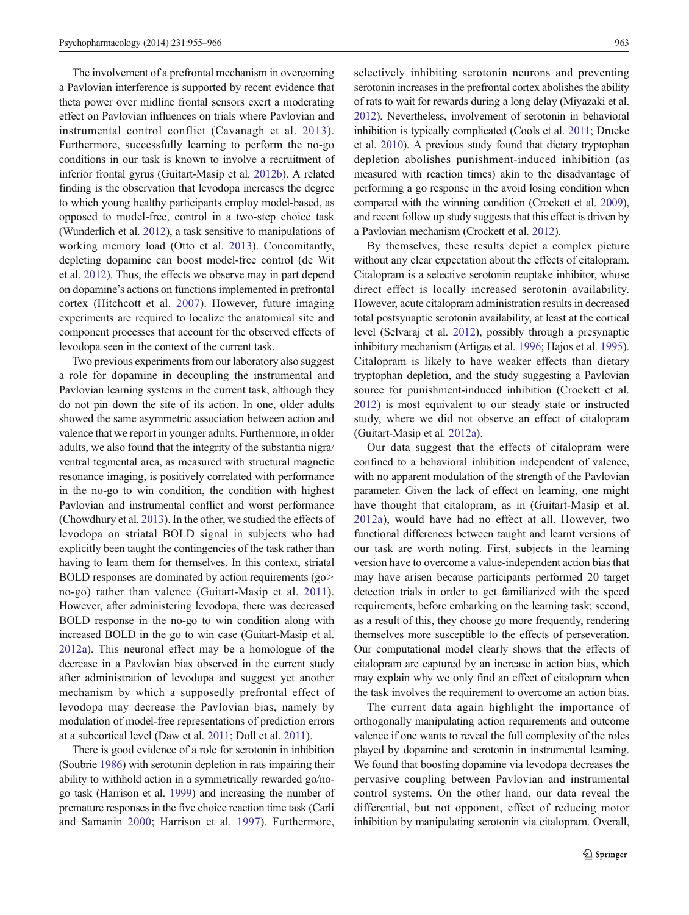The involvement of a prefrontal mechanism in overcoming a Pavlovian interference is supported by recent evidence that theta power over midline frontal sensors exert a moderating effect on Pavlovian influences on trials where Pavlovian and instrumental control conflict (Cavanagh et al. 2013). Furthermore, successfully learning to perform the no-go conditions in our task is known to involve a recruitment of inferior frontal gyrus (Guitart-Masip et al. 2012b). A related finding is the observation that levodopa increases the degree to which young healthy participants employ model-based, as opposed to model-free, control in a two-step choice task (Wunderlich et al. 2012), a task sensitive to manipulations of working memory load (Otto et al. 2013). Concomitantly, depleting dopamine can boost model-free control (de Wit et al. 2012). Thus, the effects we observe may in part depend on dopamine's actions on functions implemented in prefrontal cortex (Hitchcott et al. 2007). However, future imaging experiments are required to localize the anatomical site and component processes that account for the observed effects of levodopa seen in the context of the current task.

Two previous experiments from our laboratory also suggest a role for dopamine in decoupling the instrumental and Pavlovian learning systems in the current task, although they do not pin down the site of its action. In one, older adults showed the same asymmetric association between action and valence that we report in younger adults. Furthermore, in older adults, we also found that the integrity of the substantia nigra/ventral tegmental area, as measured with structural magnetic resonance imaging, is positively correlated with performance in the no-go to win condition, the condition with highest Pavlovian and instrumental conflict and worst performance (Chowdhury et al. 2013). In the other, we studied the effects of levodopa on striatal BOLD signal in subjects who had explicitly been taught the contingencies of the task rather than having to learn them for themselves. In this context, striatal BOLD responses are dominated by action requirements (go> no-go) rather than valence (Guitart-Masip et al. 2011). However, after administering levodopa, there was decreased BOLD response in the no-go to win condition along with increased BOLD in the go to win case (Guitart-Masip et al. 2012a). This neuronal effect may be a homologue of the decrease in a Pavlovian bias observed in the current study after administration of levodopa and suggest yet another mechanism by which a supposedly prefrontal effect of levodopa may decrease the Pavlovian bias, namely by modulation of model-free representations of prediction errors at a subcortical level (Daw et al. 2011; Doll et al. 2011).

There is good evidence of a role for serotonin in inhibition (Soubrie 1986) with serotonin depletion in rats impairing their ability to withhold action in a symmetrically rewarded go/no-go task (Harrison et al. 1999) and increasing the number of premature responses in the five choice reaction time task (Carli and Samanin 2000; Harrison et al. 1997). Furthermore, selectively inhibiting serotonin neurons and preventing serotonin increases in the prefrontal cortex abolishes the ability of rats to wait for rewards during a long delay (Miyazaki et al. 2012). Nevertheless, involvement of serotonin in behavioral inhibition is typically complicated (Cools et al. 2011; Drueke et al. 2010). A previous study found that dietary tryptophan depletion abolishes punishment-induced inhibition (as measured with reaction times) akin to the disadvantage of performing a go response in the avoid losing condition when compared with the winning condition (Crockett et al. 2009), and recent follow up study suggests that this effect is driven by a Pavlovian mechanism (Crockett et al. 2012).

By themselves, these results depict a complex picture without any clear expectation about the effects of citalopram. Citalopram is a selective serotonin reuptake inhibitor, whose direct effect is locally increased serotonin availability. However, acute citalopram administration results in decreased total postsynaptic serotonin availability, at least at the cortical level (Selvaraj et al. 2012), possibly through a presynaptic inhibitory mechanism (Artigas et al. 1996; Hajos et al. 1995). Citalopram is likely to have weaker effects than dietary tryptophan depletion, and the study suggesting a Pavlovian source for punishment-induced inhibition (Crockett et al. 2012) is most equivalent to our steady state or instructed study, where we did not observe an effect of citalopram (Guitart-Masip et al. 2012a).

Our data suggest that the effects of citalopram were confined to a behavioral inhibition independent of valence, with no apparent modulation of the strength of the Pavlovian parameter. Given the lack of effect on learning, one might have thought that citalopram, as in (Guitart-Masip et al. 2012a), would have had no effect at all. However, two functional differences between taught and learnt versions of our task are worth noting. First, subjects in the learning version have to overcome a value-independent action bias that may have arisen because participants performed 20 target detection trials in order to get familiarized with the speed requirements, before embarking on the learning task; second, as a result of this, they choose go more frequently, rendering themselves more susceptible to the effects of perseveration. Our computational model clearly shows that the effects of citalopram are captured by an increase in action bias, which may explain why we only find an effect of citalopram when the task involves the requirement to overcome an action bias.

The current data again highlight the importance of orthogonally manipulating action requirements and outcome valence if one wants to reveal the full complexity of the roles played by dopamine and serotonin in instrumental learning. We found that boosting dopamine via levodopa decreases the pervasive coupling between Pavlovian and instrumental control systems. On the other hand, our data reveal the differential, but not opponent, effect of reducing motor inhibition by manipulating serotonin via citalopram. Overall,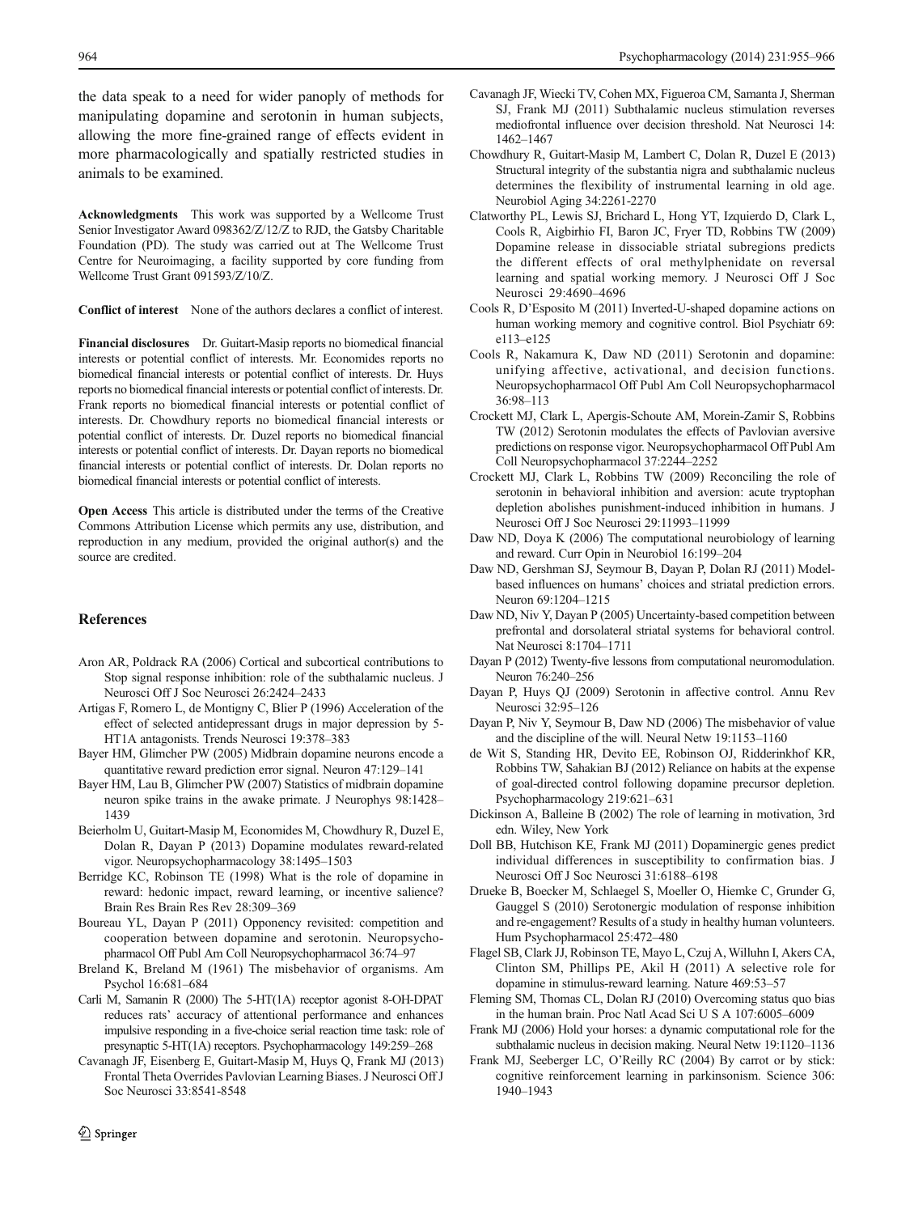the data speak to a need for wider panoply of methods for manipulating dopamine and serotonin in human subjects, allowing the more fine-grained range of effects evident in more pharmacologically and spatially restricted studies in animals to be examined.

**Acknowledgments** This work was supported by a Wellcome Trust Senior Investigator Award 098362/Z/12/Z to RJD, the Gatsby Charitable Foundation (PD). The study was carried out at The Wellcome Trust Centre for Neuroimaging, a facility supported by core funding from Wellcome Trust Grant 091593/Z/10/Z.

**Conflict of interest** None of the authors declares a conflict of interest.

**Financial disclosures** Dr. Guitart-Masip reports no biomedical financial interests or potential conflict of interests. Mr. Economides reports no biomedical financial interests or potential conflict of interests. Dr. Huys reports no biomedical financial interests or potential conflict of interests. Dr. Frank reports no biomedical financial interests or potential conflict of interests. Dr. Chowdhury reports no biomedical financial interests or potential conflict of interests. Dr. Duzel reports no biomedical financial interests or potential conflict of interests. Dr. Dayan reports no biomedical financial interests or potential conflict of interests. Dr. Dolan reports no biomedical financial interests or potential conflict of interests.

**Open Access** This article is distributed under the terms of the Creative Commons Attribution License which permits any use, distribution, and reproduction in any medium, provided the original author(s) and the source are credited.

## References

Aron AR, Poldrack RA (2006) Cortical and subcortical contributions to Stop signal response inhibition: role of the subthalamic nucleus. J Neurosci Off J Soc Neurosci 26:2424–2433

Artigas F, Romero L, de Montigny C, Blier P (1996) Acceleration of the effect of selected antidepressant drugs in major depression by 5-HT1A antagonists. Trends Neurosci 19:378–383

Bayer HM, Glimcher PW (2005) Midbrain dopamine neurons encode a quantitative reward prediction error signal. Neuron 47:129–141

Bayer HM, Lau B, Glimcher PW (2007) Statistics of midbrain dopamine neuron spike trains in the awake primate. J Neurophys 98:1428–1439

Beierholm U, Guitart-Masip M, Economides M, Chowdhury R, Duzel E, Dolan R, Dayan P (2013) Dopamine modulates reward-related vigor. Neuropsychopharmacology 38:1495–1503

Berridge KC, Robinson TE (1998) What is the role of dopamine in reward: hedonic impact, reward learning, or incentive salience? Brain Res Brain Res Rev 28:309–369

Boureau YL, Dayan P (2011) Opponency revisited: competition and cooperation between dopamine and serotonin. Neuropsychopharmacol Off Publ Am Coll Neuropsychopharmacol 36:74–97

Breland K, Breland M (1961) The misbehavior of organisms. Am Psychol 16:681–684

Carli M, Samanin R (2000) The 5-HT(1A) receptor agonist 8-OH-DPAT reduces rats' accuracy of attentional performance and enhances impulsive responding in a five-choice serial reaction time task: role of presynaptic 5-HT(1A) receptors. Psychopharmacology 149:259–268

Cavanagh JF, Eisenberg E, Guitart-Masip M, Huys Q, Frank MJ (2013) Frontal Theta Overrides Pavlovian Learning Biases. J Neurosci Off J Soc Neurosci 33:8541-8548

Cavanagh JF, Wiecki TV, Cohen MX, Figueroa CM, Samanta J, Sherman SJ, Frank MJ (2011) Subthalamic nucleus stimulation reverses mediofrontal influence over decision threshold. Nat Neurosci 14: 1462–1467

Chowdhury R, Guitart-Masip M, Lambert C, Dolan R, Duzel E (2013) Structural integrity of the substantia nigra and subthalamic nucleus determines the flexibility of instrumental learning in old age. Neurobiol Aging 34:2261-2270

Clatworthy PL, Lewis SJ, Brichard L, Hong YT, Izquierdo D, Clark L, Cools R, Aigbirhio FI, Baron JC, Fryer TD, Robbins TW (2009) Dopamine release in dissociable striatal subregions predicts the different effects of oral methylphenidate on reversal learning and spatial working memory. J Neurosci Off J Soc Neurosci 29:4690–4696

Cools R, D'Esposito M (2011) Inverted-U-shaped dopamine actions on human working memory and cognitive control. Biol Psychiatr 69: e113–e125

Cools R, Nakamura K, Daw ND (2011) Serotonin and dopamine: unifying affective, activational, and decision functions. Neuropsychopharmacol Off Publ Am Coll Neuropsychopharmacol 36:98–113

Crockett MJ, Clark L, Apergis-Schoute AM, Morein-Zamir S, Robbins TW (2012) Serotonin modulates the effects of Pavlovian aversive predictions on response vigor. Neuropsychopharmacol Off Publ Am Coll Neuropsychopharmacol 37:2244–2252

Crockett MJ, Clark L, Robbins TW (2009) Reconciling the role of serotonin in behavioral inhibition and aversion: acute tryptophan depletion abolishes punishment-induced inhibition in humans. J Neurosci Off J Soc Neurosci 29:11993–11999

Daw ND, Doya K (2006) The computational neurobiology of learning and reward. Curr Opin in Neurobiol 16:199–204

Daw ND, Gershman SJ, Seymour B, Dayan P, Dolan RJ (2011) Model-based influences on humans' choices and striatal prediction errors. Neuron 69:1204–1215

Daw ND, Niv Y, Dayan P (2005) Uncertainty-based competition between prefrontal and dorsolateral striatal systems for behavioral control. Nat Neurosci 8:1704–1711

Dayan P (2012) Twenty-five lessons from computational neuromodulation. Neuron 76:240–256

Dayan P, Huys QJ (2009) Serotonin in affective control. Annu Rev Neurosci 32:95–126

Dayan P, Niv Y, Seymour B, Daw ND (2006) The misbehavior of value and the discipline of the will. Neural Netw 19:1153–1160

de Wit S, Standing HR, Devito EE, Robinson OJ, Ridderinkhof KR, Robbins TW, Sahakian BJ (2012) Reliance on habits at the expense of goal-directed control following dopamine precursor depletion. Psychopharmacology 219:621–631

Dickinson A, Balleine B (2002) The role of learning in motivation, 3rd edn. Wiley, New York

Doll BB, Hutchison KE, Frank MJ (2011) Dopaminergic genes predict individual differences in susceptibility to confirmation bias. J Neurosci Off J Soc Neurosci 31:6188–6198

Drueke B, Boecker M, Schlaegel S, Moeller O, Hiemke C, Grunder G, Gauggel S (2010) Serotonergic modulation of response inhibition and re-engagement? Results of a study in healthy human volunteers. Hum Psychopharmacol 25:472–480

Flagel SB, Clark JJ, Robinson TE, Mayo L, Czuj A, Willuhn I, Akers CA, Clinton SM, Phillips PE, Akil H (2011) A selective role for dopamine in stimulus-reward learning. Nature 469:53–57

Fleming SM, Thomas CL, Dolan RJ (2010) Overcoming status quo bias in the human brain. Proc Natl Acad Sci U S A 107:6005–6009

Frank MJ (2006) Hold your horses: a dynamic computational role for the subthalamic nucleus in decision making. Neural Netw 19:1120–1136

Frank MJ, Seeberger LC, O'Reilly RC (2004) By carrot or by stick: cognitive reinforcement learning in parkinsonism. Science 306: 1940–1943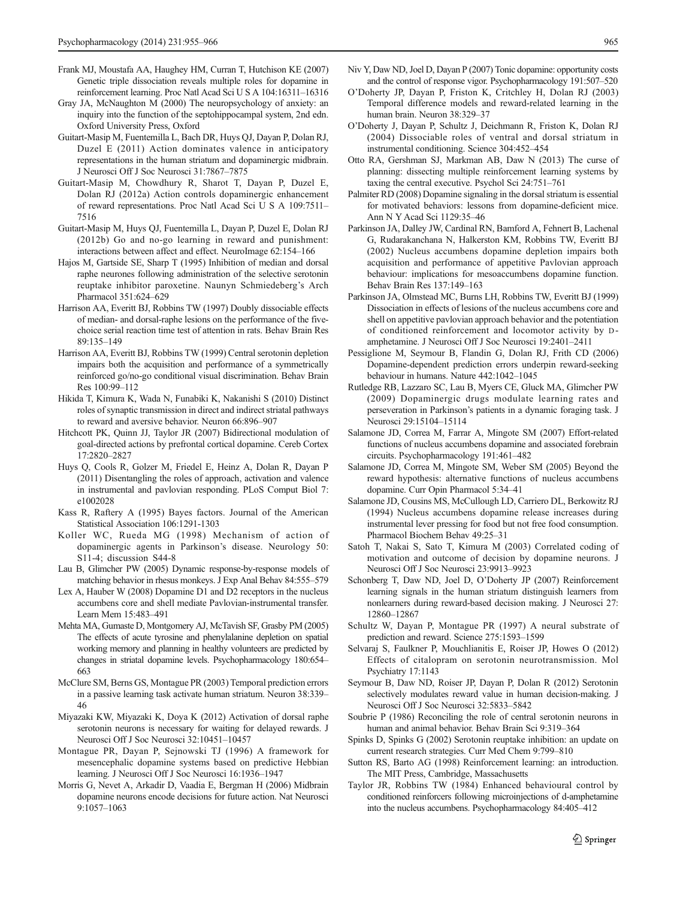Frank MJ, Moustafa AA, Haughey HM, Curran T, Hutchison KE (2007) Genetic triple dissociation reveals multiple roles for dopamine in reinforcement learning. Proc Natl Acad Sci U S A 104:16311–16316

Gray JA, McNaughton M (2000) The neuropsychology of anxiety: an inquiry into the function of the septohippocampal system, 2nd edn. Oxford University Press, Oxford

Guitart-Masip M, Fuentemilla L, Bach DR, Huys QJ, Dayan P, Dolan RJ, Duzel E (2011) Action dominates valence in anticipatory representations in the human striatum and dopaminergic midbrain. J Neurosci Off J Soc Neurosci 31:7867–7875

Guitart-Masip M, Chowdhury R, Sharot T, Dayan P, Duzel E, Dolan RJ (2012a) Action controls dopaminergic enhancement of reward representations. Proc Natl Acad Sci U S A 109:7511–7516

Guitart-Masip M, Huys QJ, Fuentemilla L, Dayan P, Duzel E, Dolan RJ (2012b) Go and no-go learning in reward and punishment: interactions between affect and effect. NeuroImage 62:154–166

Hajos M, Gartside SE, Sharp T (1995) Inhibition of median and dorsal raphe neurones following administration of the selective serotonin reuptake inhibitor paroxetine. Naunyn Schmiedeberg's Arch Pharmacol 351:624–629

Harrison AA, Everitt BJ, Robbins TW (1997) Doubly dissociable effects of median- and dorsal-raphe lesions on the performance of the five-choice serial reaction time test of attention in rats. Behav Brain Res 89:135–149

Harrison AA, Everitt BJ, Robbins TW (1999) Central serotonin depletion impairs both the acquisition and performance of a symmetrically reinforced go/no-go conditional visual discrimination. Behav Brain Res 100:99–112

Hikida T, Kimura K, Wada N, Funabiki K, Nakanishi S (2010) Distinct roles of synaptic transmission in direct and indirect striatal pathways to reward and aversive behavior. Neuron 66:896–907

Hitchcott PK, Quinn JJ, Taylor JR (2007) Bidirectional modulation of goal-directed actions by prefrontal cortical dopamine. Cereb Cortex 17:2820–2827

Huys Q, Cools R, Golzer M, Friedel E, Heinz A, Dolan R, Dayan P (2011) Disentangling the roles of approach, activation and valence in instrumental and pavlovian responding. PLoS Comput Biol 7: e1002028

Kass R, Raftery A (1995) Bayes factors. Journal of the American Statistical Association 106:1291-1303

Koller WC, Rueda MG (1998) Mechanism of action of dopaminergic agents in Parkinson's disease. Neurology 50: S11-4; discussion S44-8

Lau B, Glimcher PW (2005) Dynamic response-by-response models of matching behavior in rhesus monkeys. J Exp Anal Behav 84:555–579

Lex A, Hauber W (2008) Dopamine D1 and D2 receptors in the nucleus accumbens core and shell mediate Pavlovian-instrumental transfer. Learn Mem 15:483–491

Mehta MA, Gumaste D, Montgomery AJ, McTavish SF, Grasby PM (2005) The effects of acute tyrosine and phenylalanine depletion on spatial working memory and planning in healthy volunteers are predicted by changes in striatal dopamine levels. Psychopharmacology 180:654–663

McClure SM, Berns GS, Montague PR (2003) Temporal prediction errors in a passive learning task activate human striatum. Neuron 38:339–46

Miyazaki KW, Miyazaki K, Doya K (2012) Activation of dorsal raphe serotonin neurons is necessary for waiting for delayed rewards. J Neurosci Off J Soc Neurosci 32:10451–10457

Montague PR, Dayan P, Sejnowski TJ (1996) A framework for mesencephalic dopamine systems based on predictive Hebbian learning. J Neurosci Off J Soc Neurosci 16:1936–1947

Morris G, Nevet A, Arkadir D, Vaadia E, Bergman H (2006) Midbrain dopamine neurons encode decisions for future action. Nat Neurosci 9:1057–1063

Niv Y, Daw ND, Joel D, Dayan P (2007) Tonic dopamine: opportunity costs and the control of response vigor. Psychopharmacology 191:507–520

O'Doherty JP, Dayan P, Friston K, Critchley H, Dolan RJ (2003) Temporal difference models and reward-related learning in the human brain. Neuron 38:329–37

O'Doherty J, Dayan P, Schultz J, Deichmann R, Friston K, Dolan RJ (2004) Dissociable roles of ventral and dorsal striatum in instrumental conditioning. Science 304:452–454

Otto RA, Gershman SJ, Markman AB, Daw N (2013) The curse of planning: dissecting multiple reinforcement learning systems by taxing the central executive. Psychol Sci 24:751–761

Palmiter RD (2008) Dopamine signaling in the dorsal striatum is essential for motivated behaviors: lessons from dopamine-deficient mice. Ann N Y Acad Sci 1129:35–46

Parkinson JA, Dalley JW, Cardinal RN, Bamford A, Fehnert B, Lachenal G, Rudarakanchana N, Halkerston KM, Robbins TW, Everitt BJ (2002) Nucleus accumbens dopamine depletion impairs both acquisition and performance of appetitive Pavlovian approach behaviour: implications for mesoaccumbens dopamine function. Behav Brain Res 137:149–163

Parkinson JA, Olmstead MC, Burns LH, Robbins TW, Everitt BJ (1999) Dissociation in effects of lesions of the nucleus accumbens core and shell on appetitive pavlovian approach behavior and the potentiation of conditioned reinforcement and locomotor activity by D-amphetamine. J Neurosci Off J Soc Neurosci 19:2401–2411

Pessiglione M, Seymour B, Flandin G, Dolan RJ, Frith CD (2006) Dopamine-dependent prediction errors underpin reward-seeking behaviour in humans. Nature 442:1042–1045

Rutledge RB, Lazzaro SC, Lau B, Myers CE, Gluck MA, Glimcher PW (2009) Dopaminergic drugs modulate learning rates and perseveration in Parkinson's patients in a dynamic foraging task. J Neurosci 29:15104–15114

Salamone JD, Correa M, Farrar A, Mingote SM (2007) Effort-related functions of nucleus accumbens dopamine and associated forebrain circuits. Psychopharmacology 191:461–482

Salamone JD, Correa M, Mingote SM, Weber SM (2005) Beyond the reward hypothesis: alternative functions of nucleus accumbens dopamine. Curr Opin Pharmacol 5:34–41

Salamone JD, Cousins MS, McCullough LD, Carriero DL, Berkowitz RJ (1994) Nucleus accumbens dopamine release increases during instrumental lever pressing for food but not free food consumption. Pharmacol Biochem Behav 49:25–31

Satoh T, Nakai S, Sato T, Kimura M (2003) Correlated coding of motivation and outcome of decision by dopamine neurons. J Neurosci Off J Soc Neurosci 23:9913–9923

Schonberg T, Daw ND, Joel D, O'Doherty JP (2007) Reinforcement learning signals in the human striatum distinguish learners from nonlearners during reward-based decision making. J Neurosci 27: 12860–12867

Schultz W, Dayan P, Montague PR (1997) A neural substrate of prediction and reward. Science 275:1593–1599

Selvaraj S, Faulkner P, Mouchlianitis E, Roiser JP, Howes O (2012) Effects of citalopram on serotonin neurotransmission. Mol Psychiatry 17:1143

Seymour B, Daw ND, Roiser JP, Dayan P, Dolan R (2012) Serotonin selectively modulates reward value in human decision-making. J Neurosci Off J Soc Neurosci 32:5833–5842

Soubrie P (1986) Reconciling the role of central serotonin neurons in human and animal behavior. Behav Brain Sci 9:319–364

Spinks D, Spinks G (2002) Serotonin reuptake inhibition: an update on current research strategies. Curr Med Chem 9:799–810

Sutton RS, Barto AG (1998) Reinforcement learning: an introduction. The MIT Press, Cambridge, Massachusetts

Taylor JR, Robbins TW (1984) Enhanced behavioural control by conditioned reinforcers following microinjections of d-amphetamine into the nucleus accumbens. Psychopharmacology 84:405–412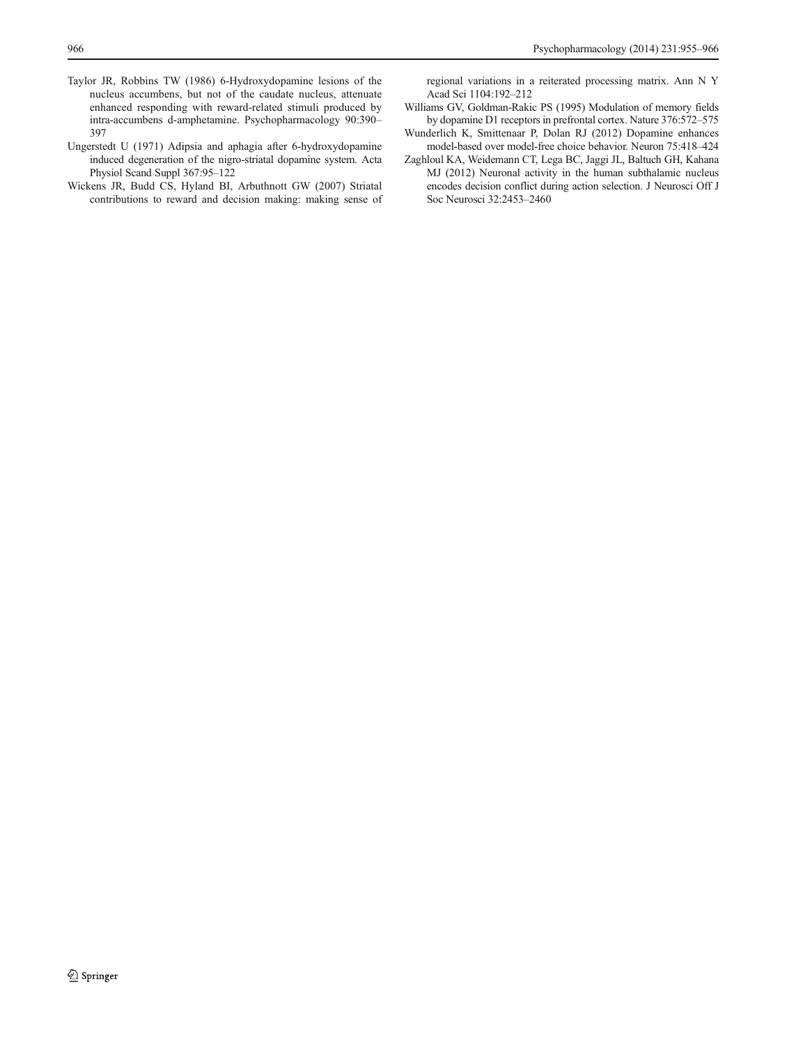Taylor JR, Robbins TW (1986) 6-Hydroxydopamine lesions of the nucleus accumbens, but not of the caudate nucleus, attenuate enhanced responding with reward-related stimuli produced by intra-accumbens d-amphetamine. Psychopharmacology 90:390–397

Ungerstedt U (1971) Adipsia and aphagia after 6-hydroxydopamine induced degeneration of the nigro-striatal dopamine system. Acta Physiol Scand Suppl 367:95–122

Wickens JR, Budd CS, Hyland BI, Arbuthnott GW (2007) Striatal contributions to reward and decision making: making sense of regional variations in a reiterated processing matrix. Ann N Y Acad Sci 1104:192–212

Williams GV, Goldman-Rakic PS (1995) Modulation of memory fields by dopamine D1 receptors in prefrontal cortex. Nature 376:572–575

Wunderlich K, Smittenaar P, Dolan RJ (2012) Dopamine enhances model-based over model-free choice behavior. Neuron 75:418–424

Zaghloul KA, Weidemann CT, Lega BC, Jaggi JL, Baltuch GH, Kahana MJ (2012) Neuronal activity in the human subthalamic nucleus encodes decision conflict during action selection. J Neurosci Off J Soc Neurosci 32:2453–2460